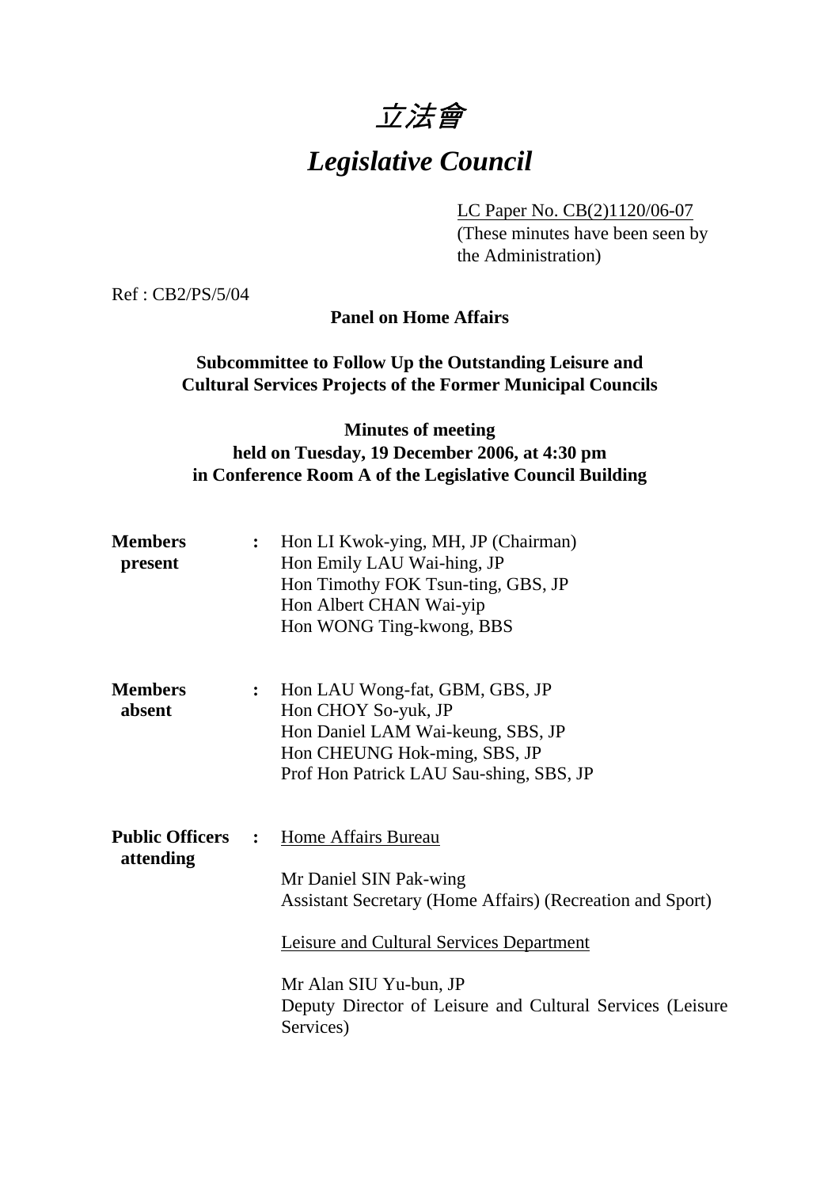# *立法會*

# *Legislative Council*

LC Paper No. CB(2)1120/06-07
(These minutes have been seen by the Administration)

Ref : CB2/PS/5/04

**Panel on Home Affairs**

**Subcommittee to Follow Up the Outstanding Leisure and Cultural Services Projects of the Former Municipal Councils**

**Minutes of meeting**
**held on Tuesday, 19 December 2006, at 4:30 pm**
**in Conference Room A of the Legislative Council Building**

| | | |
|---|---|---|
| **Members present** | : | Hon LI Kwok-ying, MH, JP (Chairman)<br>Hon Emily LAU Wai-hing, JP<br>Hon Timothy FOK Tsun-ting, GBS, JP<br>Hon Albert CHAN Wai-yip<br>Hon WONG Ting-kwong, BBS |
| **Members absent** | : | Hon LAU Wong-fat, GBM, GBS, JP<br>Hon CHOY So-yuk, JP<br>Hon Daniel LAM Wai-keung, SBS, JP<br>Hon CHEUNG Hok-ming, SBS, JP<br>Prof Hon Patrick LAU Sau-shing, SBS, JP |
| **Public Officers attending** | : | Home Affairs Bureau<br><br>Mr Daniel SIN Pak-wing<br>Assistant Secretary (Home Affairs) (Recreation and Sport)<br><br>Leisure and Cultural Services Department<br><br>Mr Alan SIU Yu-bun, JP<br>Deputy Director of Leisure and Cultural Services (Leisure Services) |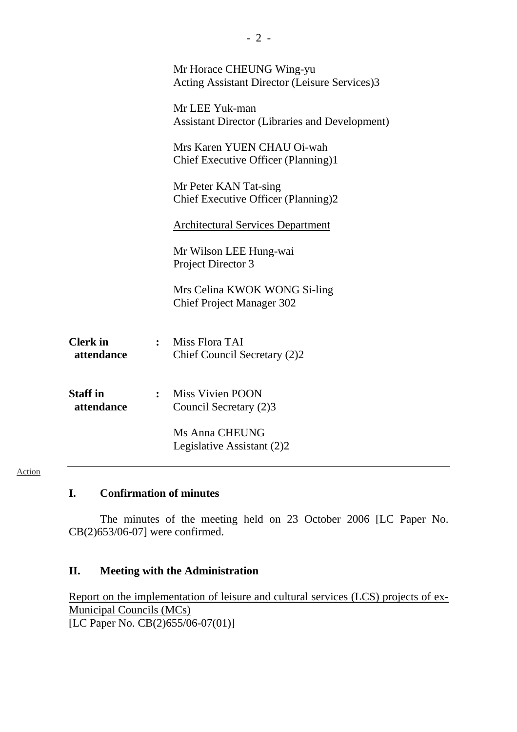Mr Horace CHEUNG Wing-yu
Acting Assistant Director (Leisure Services)3

Mr LEE Yuk-man
Assistant Director (Libraries and Development)

Mrs Karen YUEN CHAU Oi-wah
Chief Executive Officer (Planning)1

Mr Peter KAN Tat-sing
Chief Executive Officer (Planning)2

Architectural Services Department

Mr Wilson LEE Hung-wai
Project Director 3

Mrs Celina KWOK WONG Si-ling
Chief Project Manager 302

**Clerk in attendance** : Miss Flora TAI
Chief Council Secretary (2)2

**Staff in attendance** : Miss Vivien POON
Council Secretary (2)3

Ms Anna CHEUNG
Legislative Assistant (2)2

---

Action

## I. Confirmation of minutes

The minutes of the meeting held on 23 October 2006 [LC Paper No. CB(2)653/06-07] were confirmed.

## II. Meeting with the Administration

Report on the implementation of leisure and cultural services (LCS) projects of ex-Municipal Councils (MCs)
[LC Paper No. CB(2)655/06-07(01)]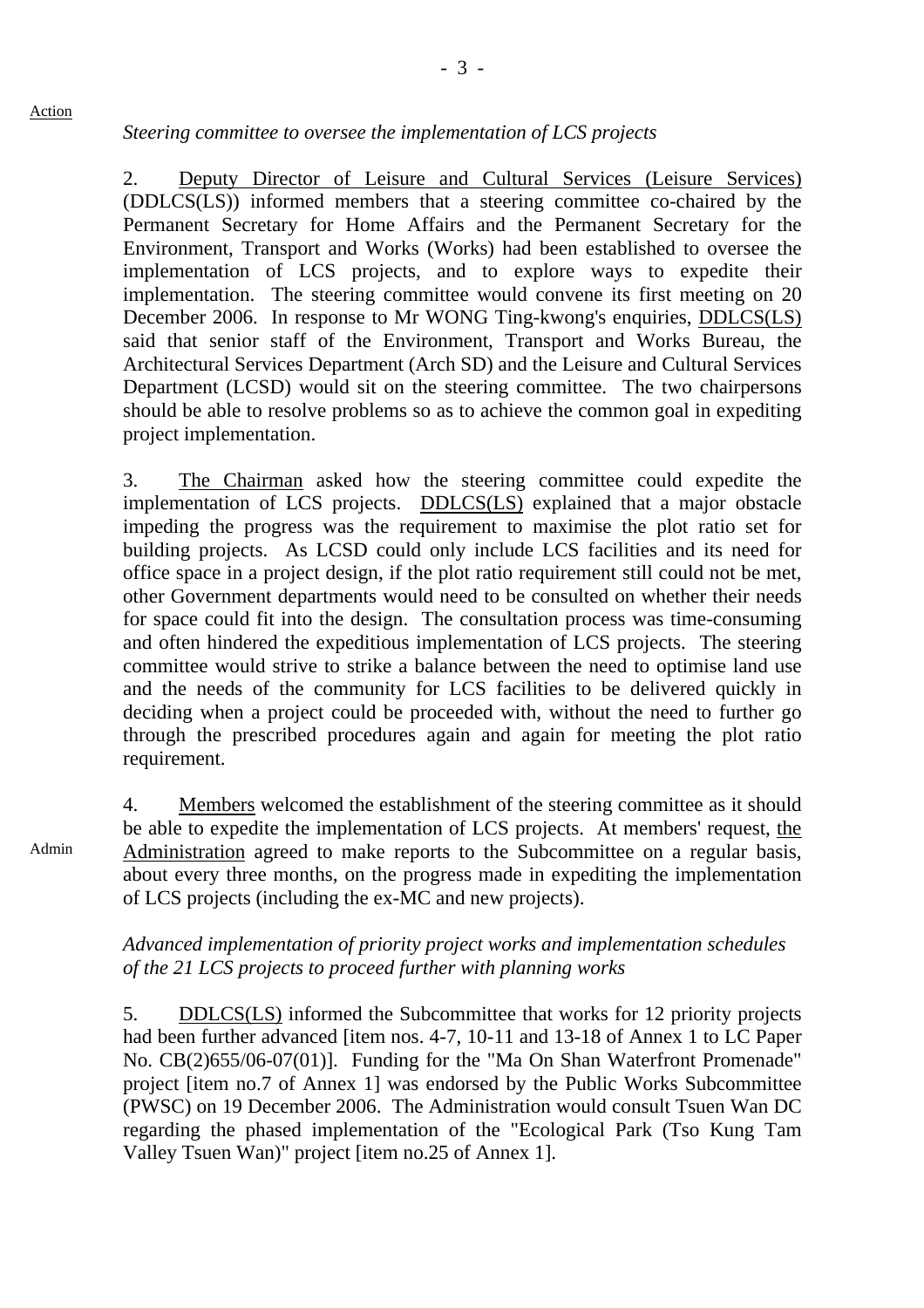*Steering committee to oversee the implementation of LCS projects*

2. Deputy Director of Leisure and Cultural Services (Leisure Services) (DDLCS(LS)) informed members that a steering committee co-chaired by the Permanent Secretary for Home Affairs and the Permanent Secretary for the Environment, Transport and Works (Works) had been established to oversee the implementation of LCS projects, and to explore ways to expedite their implementation. The steering committee would convene its first meeting on 20 December 2006. In response to Mr WONG Ting-kwong's enquiries, DDLCS(LS) said that senior staff of the Environment, Transport and Works Bureau, the Architectural Services Department (Arch SD) and the Leisure and Cultural Services Department (LCSD) would sit on the steering committee. The two chairpersons should be able to resolve problems so as to achieve the common goal in expediting project implementation.

3. The Chairman asked how the steering committee could expedite the implementation of LCS projects. DDLCS(LS) explained that a major obstacle impeding the progress was the requirement to maximise the plot ratio set for building projects. As LCSD could only include LCS facilities and its need for office space in a project design, if the plot ratio requirement still could not be met, other Government departments would need to be consulted on whether their needs for space could fit into the design. The consultation process was time-consuming and often hindered the expeditious implementation of LCS projects. The steering committee would strive to strike a balance between the need to optimise land use and the needs of the community for LCS facilities to be delivered quickly in deciding when a project could be proceeded with, without the need to further go through the prescribed procedures again and again for meeting the plot ratio requirement.

4. Members welcomed the establishment of the steering committee as it should be able to expedite the implementation of LCS projects. At members' request, the Administration agreed to make reports to the Subcommittee on a regular basis, about every three months, on the progress made in expediting the implementation of LCS projects (including the ex-MC and new projects).

Admin

*Advanced implementation of priority project works and implementation schedules of the 21 LCS projects to proceed further with planning works*

5. DDLCS(LS) informed the Subcommittee that works for 12 priority projects had been further advanced [item nos. 4-7, 10-11 and 13-18 of Annex 1 to LC Paper No. CB(2)655/06-07(01)]. Funding for the "Ma On Shan Waterfront Promenade" project [item no.7 of Annex 1] was endorsed by the Public Works Subcommittee (PWSC) on 19 December 2006. The Administration would consult Tsuen Wan DC regarding the phased implementation of the "Ecological Park (Tso Kung Tam Valley Tsuen Wan)" project [item no.25 of Annex 1].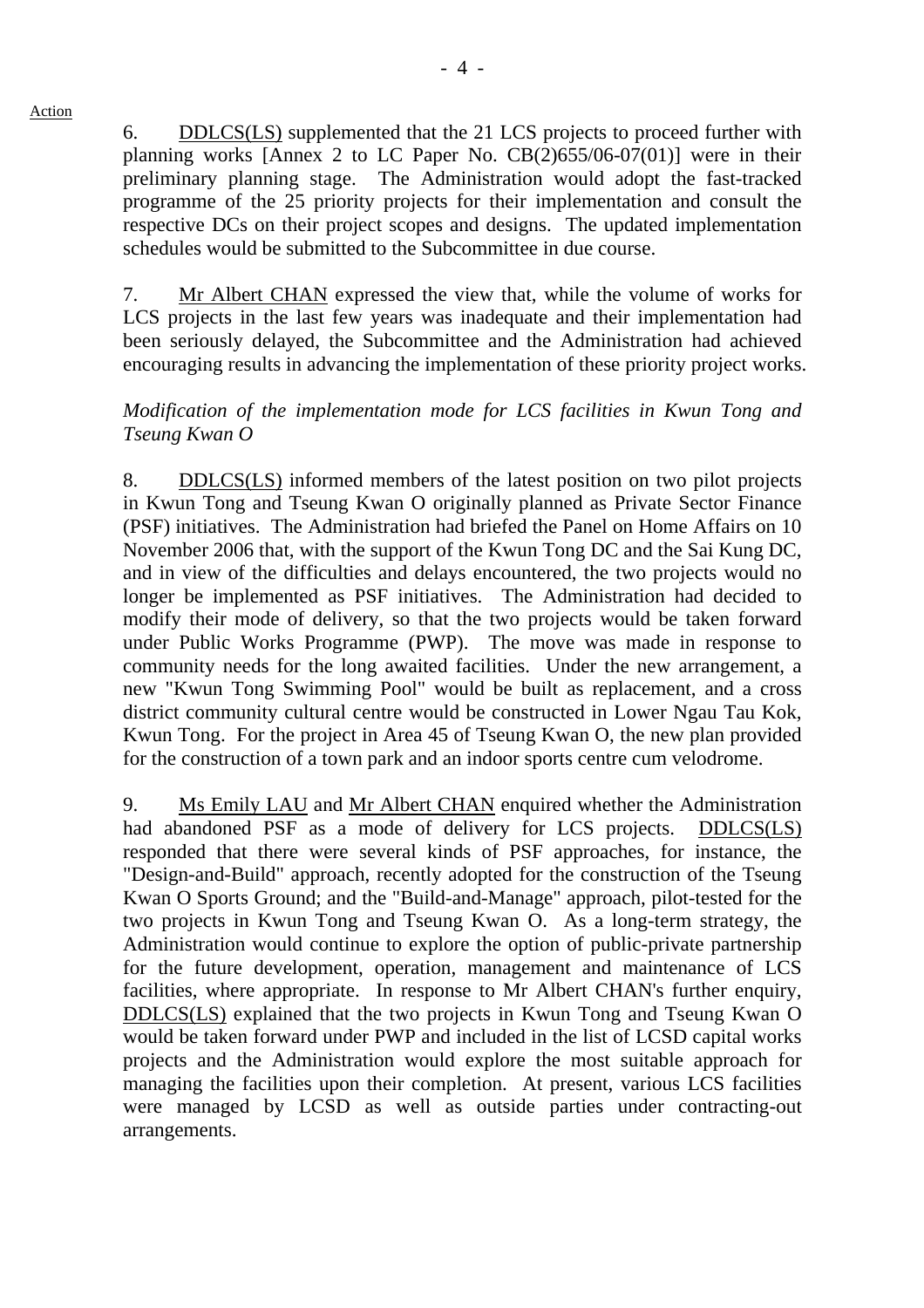Action

6. DDLCS(LS) supplemented that the 21 LCS projects to proceed further with planning works [Annex 2 to LC Paper No. CB(2)655/06-07(01)] were in their preliminary planning stage. The Administration would adopt the fast-tracked programme of the 25 priority projects for their implementation and consult the respective DCs on their project scopes and designs. The updated implementation schedules would be submitted to the Subcommittee in due course.

7. Mr Albert CHAN expressed the view that, while the volume of works for LCS projects in the last few years was inadequate and their implementation had been seriously delayed, the Subcommittee and the Administration had achieved encouraging results in advancing the implementation of these priority project works.

*Modification of the implementation mode for LCS facilities in Kwun Tong and Tseung Kwan O*

8. DDLCS(LS) informed members of the latest position on two pilot projects in Kwun Tong and Tseung Kwan O originally planned as Private Sector Finance (PSF) initiatives. The Administration had briefed the Panel on Home Affairs on 10 November 2006 that, with the support of the Kwun Tong DC and the Sai Kung DC, and in view of the difficulties and delays encountered, the two projects would no longer be implemented as PSF initiatives. The Administration had decided to modify their mode of delivery, so that the two projects would be taken forward under Public Works Programme (PWP). The move was made in response to community needs for the long awaited facilities. Under the new arrangement, a new "Kwun Tong Swimming Pool" would be built as replacement, and a cross district community cultural centre would be constructed in Lower Ngau Tau Kok, Kwun Tong. For the project in Area 45 of Tseung Kwan O, the new plan provided for the construction of a town park and an indoor sports centre cum velodrome.

9. Ms Emily LAU and Mr Albert CHAN enquired whether the Administration had abandoned PSF as a mode of delivery for LCS projects. DDLCS(LS) responded that there were several kinds of PSF approaches, for instance, the "Design-and-Build" approach, recently adopted for the construction of the Tseung Kwan O Sports Ground; and the "Build-and-Manage" approach, pilot-tested for the two projects in Kwun Tong and Tseung Kwan O. As a long-term strategy, the Administration would continue to explore the option of public-private partnership for the future development, operation, management and maintenance of LCS facilities, where appropriate. In response to Mr Albert CHAN's further enquiry, DDLCS(LS) explained that the two projects in Kwun Tong and Tseung Kwan O would be taken forward under PWP and included in the list of LCSD capital works projects and the Administration would explore the most suitable approach for managing the facilities upon their completion. At present, various LCS facilities were managed by LCSD as well as outside parties under contracting-out arrangements.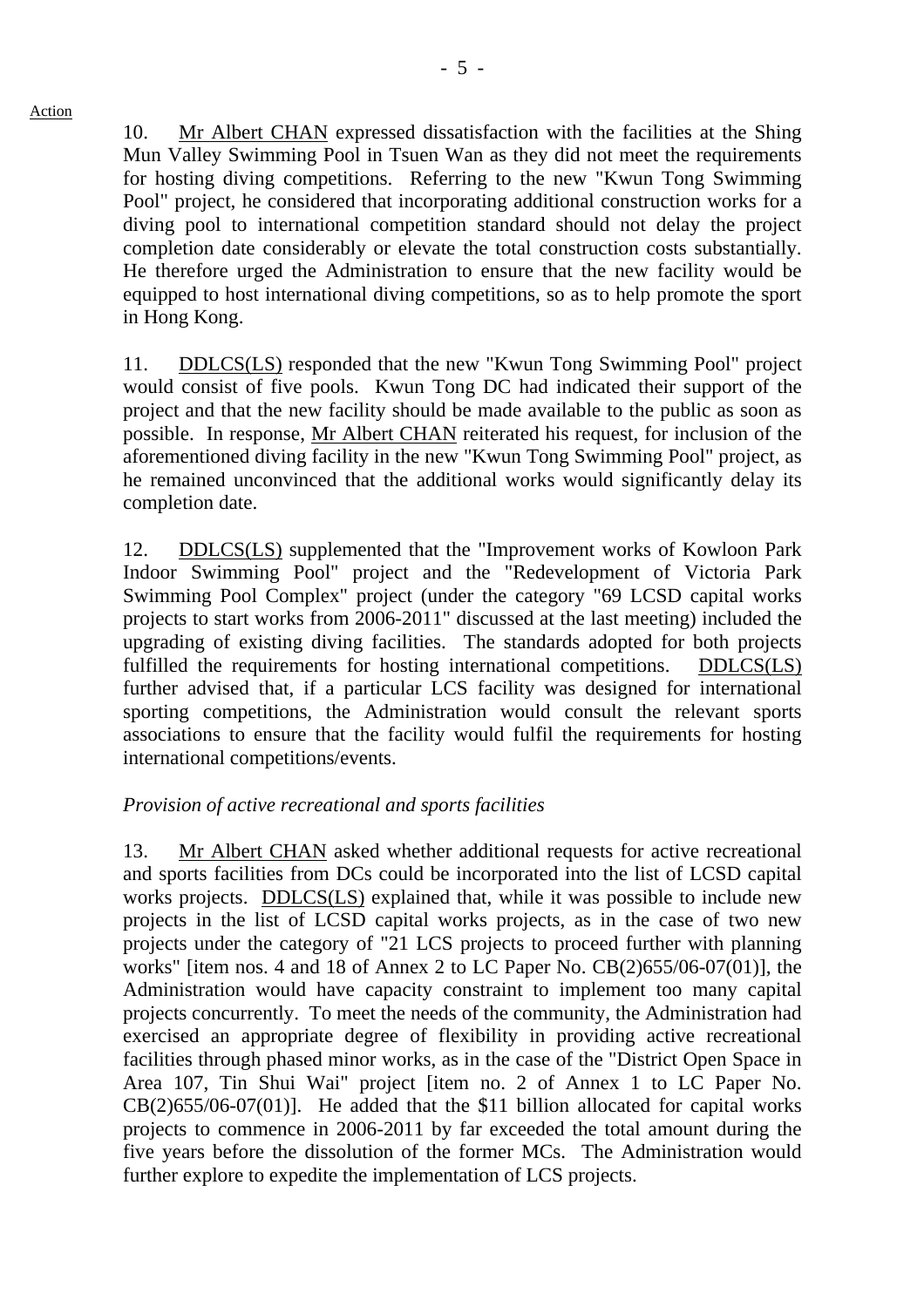10. Mr Albert CHAN expressed dissatisfaction with the facilities at the Shing Mun Valley Swimming Pool in Tsuen Wan as they did not meet the requirements for hosting diving competitions. Referring to the new "Kwun Tong Swimming Pool" project, he considered that incorporating additional construction works for a diving pool to international competition standard should not delay the project completion date considerably or elevate the total construction costs substantially. He therefore urged the Administration to ensure that the new facility would be equipped to host international diving competitions, so as to help promote the sport in Hong Kong.

11. DDLCS(LS) responded that the new "Kwun Tong Swimming Pool" project would consist of five pools. Kwun Tong DC had indicated their support of the project and that the new facility should be made available to the public as soon as possible. In response, Mr Albert CHAN reiterated his request, for inclusion of the aforementioned diving facility in the new "Kwun Tong Swimming Pool" project, as he remained unconvinced that the additional works would significantly delay its completion date.

12. DDLCS(LS) supplemented that the "Improvement works of Kowloon Park Indoor Swimming Pool" project and the "Redevelopment of Victoria Park Swimming Pool Complex" project (under the category "69 LCSD capital works projects to start works from 2006-2011" discussed at the last meeting) included the upgrading of existing diving facilities. The standards adopted for both projects fulfilled the requirements for hosting international competitions. DDLCS(LS) further advised that, if a particular LCS facility was designed for international sporting competitions, the Administration would consult the relevant sports associations to ensure that the facility would fulfil the requirements for hosting international competitions/events.

*Provision of active recreational and sports facilities*

13. Mr Albert CHAN asked whether additional requests for active recreational and sports facilities from DCs could be incorporated into the list of LCSD capital works projects. DDLCS(LS) explained that, while it was possible to include new projects in the list of LCSD capital works projects, as in the case of two new projects under the category of "21 LCS projects to proceed further with planning works" [item nos. 4 and 18 of Annex 2 to LC Paper No. CB(2)655/06-07(01)], the Administration would have capacity constraint to implement too many capital projects concurrently. To meet the needs of the community, the Administration had exercised an appropriate degree of flexibility in providing active recreational facilities through phased minor works, as in the case of the "District Open Space in Area 107, Tin Shui Wai" project [item no. 2 of Annex 1 to LC Paper No. CB(2)655/06-07(01)]. He added that the $11 billion allocated for capital works projects to commence in 2006-2011 by far exceeded the total amount during the five years before the dissolution of the former MCs. The Administration would further explore to expedite the implementation of LCS projects.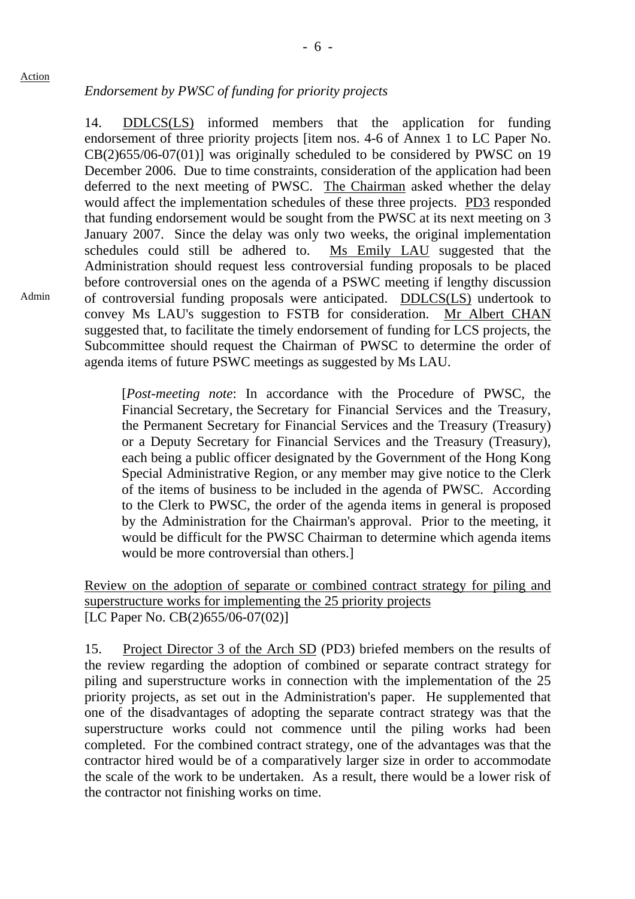Action

*Endorsement by PWSC of funding for priority projects*

14. DDLCS(LS) informed members that the application for funding endorsement of three priority projects [item nos. 4-6 of Annex 1 to LC Paper No. CB(2)655/06-07(01)] was originally scheduled to be considered by PWSC on 19 December 2006. Due to time constraints, consideration of the application had been deferred to the next meeting of PWSC. The Chairman asked whether the delay would affect the implementation schedules of these three projects. PD3 responded that funding endorsement would be sought from the PWSC at its next meeting on 3 January 2007. Since the delay was only two weeks, the original implementation schedules could still be adhered to. Ms Emily LAU suggested that the Administration should request less controversial funding proposals to be placed before controversial ones on the agenda of a PSWC meeting if lengthy discussion of controversial funding proposals were anticipated. DDLCS(LS) undertook to convey Ms LAU's suggestion to FSTB for consideration. Mr Albert CHAN suggested that, to facilitate the timely endorsement of funding for LCS projects, the Subcommittee should request the Chairman of PWSC to determine the order of agenda items of future PSWC meetings as suggested by Ms LAU.

Admin

> [*Post-meeting note*: In accordance with the Procedure of PWSC, the Financial Secretary, the Secretary for Financial Services and the Treasury, the Permanent Secretary for Financial Services and the Treasury (Treasury) or a Deputy Secretary for Financial Services and the Treasury (Treasury), each being a public officer designated by the Government of the Hong Kong Special Administrative Region, or any member may give notice to the Clerk of the items of business to be included in the agenda of PWSC. According to the Clerk to PWSC, the order of the agenda items in general is proposed by the Administration for the Chairman's approval. Prior to the meeting, it would be difficult for the PWSC Chairman to determine which agenda items would be more controversial than others.]

Review on the adoption of separate or combined contract strategy for piling and superstructure works for implementing the 25 priority projects
[LC Paper No. CB(2)655/06-07(02)]

15. Project Director 3 of the Arch SD (PD3) briefed members on the results of the review regarding the adoption of combined or separate contract strategy for piling and superstructure works in connection with the implementation of the 25 priority projects, as set out in the Administration's paper. He supplemented that one of the disadvantages of adopting the separate contract strategy was that the superstructure works could not commence until the piling works had been completed. For the combined contract strategy, one of the advantages was that the contractor hired would be of a comparatively larger size in order to accommodate the scale of the work to be undertaken. As a result, there would be a lower risk of the contractor not finishing works on time.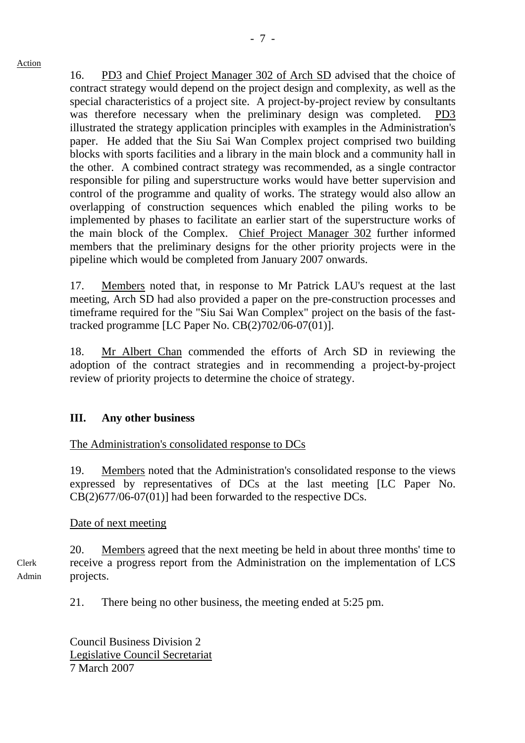Action

16. PD3 and Chief Project Manager 302 of Arch SD advised that the choice of contract strategy would depend on the project design and complexity, as well as the special characteristics of a project site. A project-by-project review by consultants was therefore necessary when the preliminary design was completed. PD3 illustrated the strategy application principles with examples in the Administration's paper. He added that the Siu Sai Wan Complex project comprised two building blocks with sports facilities and a library in the main block and a community hall in the other. A combined contract strategy was recommended, as a single contractor responsible for piling and superstructure works would have better supervision and control of the programme and quality of works. The strategy would also allow an overlapping of construction sequences which enabled the piling works to be implemented by phases to facilitate an earlier start of the superstructure works of the main block of the Complex. Chief Project Manager 302 further informed members that the preliminary designs for the other priority projects were in the pipeline which would be completed from January 2007 onwards.

17. Members noted that, in response to Mr Patrick LAU's request at the last meeting, Arch SD had also provided a paper on the pre-construction processes and timeframe required for the "Siu Sai Wan Complex" project on the basis of the fast-tracked programme [LC Paper No. CB(2)702/06-07(01)].

18. Mr Albert Chan commended the efforts of Arch SD in reviewing the adoption of the contract strategies and in recommending a project-by-project review of priority projects to determine the choice of strategy.

## III. Any other business

The Administration's consolidated response to DCs

19. Members noted that the Administration's consolidated response to the views expressed by representatives of DCs at the last meeting [LC Paper No. CB(2)677/06-07(01)] had been forwarded to the respective DCs.

Date of next meeting

Clerk
Admin

20. Members agreed that the next meeting be held in about three months' time to receive a progress report from the Administration on the implementation of LCS projects.

21. There being no other business, the meeting ended at 5:25 pm.

Council Business Division 2
Legislative Council Secretariat
7 March 2007